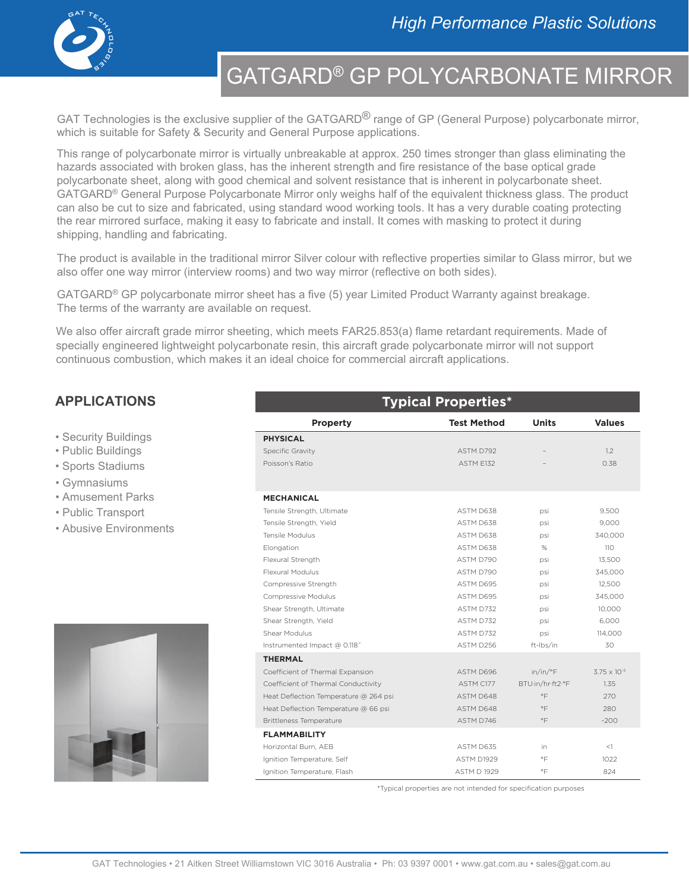# GATGARD® GP POLYCARBONATE MIRROR

GAT Technologies is the exclusive supplier of the GATGARD® range of GP (General Purpose) polycarbonate mirror, which is suitable for Safety & Security and General Purpose applications.

This range of polycarbonate mirror is virtually unbreakable at approx. 250 times stronger than glass eliminating the hazards associated with broken glass, has the inherent strength and fire resistance of the base optical grade polycarbonate sheet, along with good chemical and solvent resistance that is inherent in polycarbonate sheet. GATGARD® General Purpose Polycarbonate Mirror only weighs half of the equivalent thickness glass. The product can also be cut to size and fabricated, using standard wood working tools. It has a very durable coating protecting the rear mirrored surface, making it easy to fabricate and install. It comes with masking to protect it during shipping, handling and fabricating.

The product is available in the traditional mirror Silver colour with reflective properties similar to Glass mirror, but we also offer one way mirror (interview rooms) and two way mirror (reflective on both sides).

GATGARD® GP polycarbonate mirror sheet has a five (5) year Limited Product Warranty against breakage. The terms of the warranty are available on request.

We also offer aircraft grade mirror sheeting, which meets FAR25.853(a) flame retardant requirements. Made of specially engineered lightweight polycarbonate resin, this aircraft grade polycarbonate mirror will not support continuous combustion, which makes it an ideal choice for commercial aircraft applications.

## APPLICATIONS

- Security Buildings
- Public Buildings
- Sports Stadiums
- Gymnasiums
- Amusement Parks
- Public Transport
- Abusive Environments

## Typical Properties*

| Property | Test Method | Units | Values |
|---|---|---|---|
| **PHYSICAL** | | | |
| Specific Gravity | ASTM D792 | – | 1.2 |
| Poisson's Ratio | ASTM E132 | – | 0.38 |
| **MECHANICAL** | | | |
| Tensile Strength, Ultimate | ASTM D638 | psi | 9,500 |
| Tensile Strength, Yield | ASTM D638 | psi | 9,000 |
| Tensile Modulus | ASTM D638 | psi | 340,000 |
| Elongation | ASTM D638 | % | 110 |
| Flexural Strength | ASTM D790 | psi | 13,500 |
| Flexural Modulus | ASTM D790 | psi | 345,000 |
| Compressive Strength | ASTM D695 | psi | 12,500 |
| Compressive Modulus | ASTM D695 | psi | 345,000 |
| Shear Strength, Ultimate | ASTM D732 | psi | 10,000 |
| Shear Strength, Yield | ASTM D732 | psi | 6,000 |
| Shear Modulus | ASTM D732 | psi | 114,000 |
| Instrumented Impact @ 0.118" | ASTM D256 | ft-lbs/in | 30 |
| **THERMAL** | | | |
| Coefficient of Thermal Expansion | ASTM D696 | in/in/°F | $3.75 \times 10^{-5}$ |
| Coefficient of Thermal Conductivity | ASTM C177 | BTU-in/hr-ft2-°F | 1.35 |
| Heat Deflection Temperature @ 264 psi | ASTM D648 | °F | 270 |
| Heat Deflection Temperature @ 66 psi | ASTM D648 | °F | 280 |
| Brittleness Temperature | ASTM D746 | °F | -200 |
| **FLAMMABILITY** | | | |
| Horizontal Burn, AEB | ASTM D635 | in | <1 |
| Ignition Temperature, Self | ASTM D1929 | °F | 1022 |
| Ignition Temperature, Flash | ASTM D 1929 | °F | 824 |

*Typical properties are not intended for specification purposes

GAT Technologies • 21 Aitken Street Williamstown VIC 3016 Australia • Ph: 03 9397 0001 • www.gat.com.au • sales@gat.com.au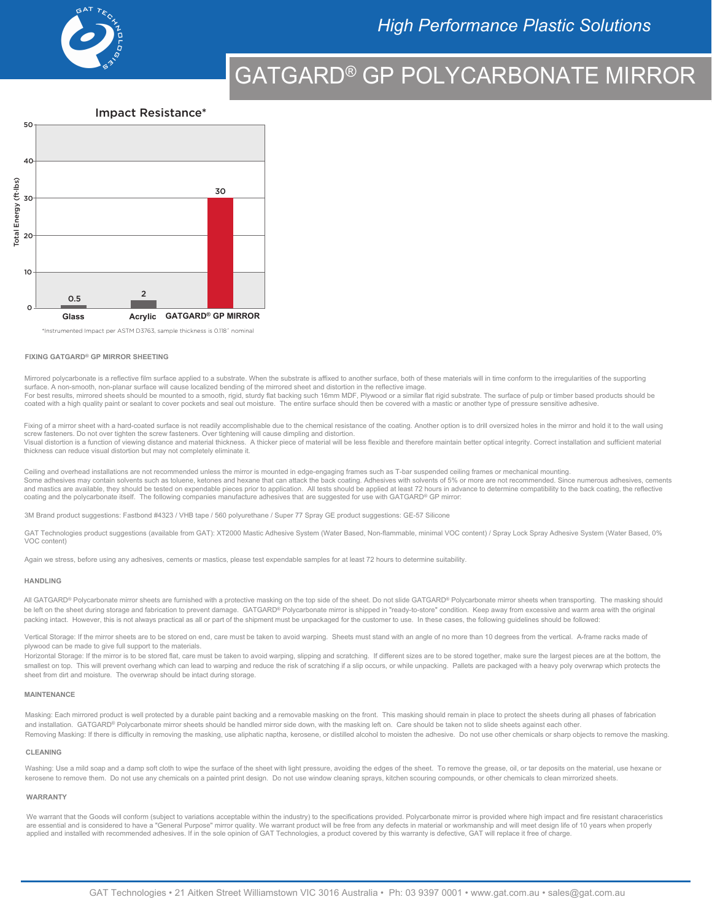*High Performance Plastic Solutions*

# GATGARD® GP POLYCARBONATE MIRROR

Impact Resistance*

Total Energy (ft-lbs)

50
40
30
20
10
0

0.5
2
30

Glass
Acrylic
GATGARD® GP MIRROR

*Instrumented Impact per ASTM D3763, sample thickness is 0.118" nominal

### FIXING GATGARD® GP MIRROR SHEETING

Mirrored polycarbonate is a reflective film surface applied to a substrate. When the substrate is affixed to another surface, both of these materials will in time conform to the irregularities of the supporting surface. A non-smooth, non-planar surface will cause localized bending of the mirrored sheet and distortion in the reflective image.
For best results, mirrored sheets should be mounted to a smooth, rigid, sturdy flat backing such 16mm MDF, Plywood or a similar flat rigid substrate. The surface of pulp or timber based products should be coated with a high quality paint or sealant to cover pockets and seal out moisture. The entire surface should then be covered with a mastic or another type of pressure sensitive adhesive.

Fixing of a mirror sheet with a hard-coated surface is not readily accomplishable due to the chemical resistance of the coating. Another option is to drill oversized holes in the mirror and hold it to the wall using screw fasteners. Do not over tighten the screw fasteners. Over tightening will cause dimpling and distortion.
Visual distortion is a function of viewing distance and material thickness. A thicker piece of material will be less flexible and therefore maintain better optical integrity. Correct installation and sufficient material thickness can reduce visual distortion but may not completely eliminate it.

Ceiling and overhead installations are not recommended unless the mirror is mounted in edge-engaging frames such as T-bar suspended ceiling frames or mechanical mounting.
Some adhesives may contain solvents such as toluene, ketones and hexane that can attack the back coating. Adhesives with solvents of 5% or more are not recommended. Since numerous adhesives, cements and mastics are available, they should be tested on expendable pieces prior to application. All tests should be applied at least 72 hours in advance to determine compatibility to the back coating, the reflective coating and the polycarbonate itself. The following companies manufacture adhesives that are suggested for use with GATGARD® GP mirror:

3M Brand product suggestions: Fastbond #4323 / VHB tape / 560 polyurethane / Super 77 Spray GE product suggestions: GE-57 Silicone

GAT Technologies product suggestions (available from GAT): XT2000 Mastic Adhesive System (Water Based, Non-flammable, minimal VOC content) / Spray Lock Spray Adhesive System (Water Based, 0% VOC content)

Again we stress, before using any adhesives, cements or mastics, please test expendable samples for at least 72 hours to determine suitability.

### HANDLING

All GATGARD® Polycarbonate mirror sheets are furnished with a protective masking on the top side of the sheet. Do not slide GATGARD® Polycarbonate mirror sheets when transporting. The masking should be left on the sheet during storage and fabrication to prevent damage. GATGARD® Polycarbonate mirror is shipped in "ready-to-store" condition. Keep away from excessive and warm area with the original packing intact. However, this is not always practical as all or part of the shipment must be unpackaged for the customer to use. In these cases, the following guidelines should be followed:

Vertical Storage: If the mirror sheets are to be stored on end, care must be taken to avoid warping. Sheets must stand with an angle of no more than 10 degrees from the vertical. A-frame racks made of plywood can be made to give full support to the materials.
Horizontal Storage: If the mirror is to be stored flat, care must be taken to avoid warping, slipping and scratching. If different sizes are to be stored together, make sure the largest pieces are at the bottom, the smallest on top. This will prevent overhang which can lead to warping and reduce the risk of scratching if a slip occurs, or while unpacking. Pallets are packaged with a heavy poly overwrap which protects the sheet from dirt and moisture. The overwrap should be intact during storage.

### MAINTENANCE

Masking: Each mirrored product is well protected by a durable paint backing and a removable masking on the front. This masking should remain in place to protect the sheets during all phases of fabrication and installation. GATGARD® Polycarbonate mirror sheets should be handled mirror side down, with the masking left on. Care should be taken not to slide sheets against each other.
Removing Masking: If there is difficulty in removing the masking, use aliphatic naptha, kerosene, or distilled alcohol to moisten the adhesive. Do not use other chemicals or sharp objects to remove the masking.

### CLEANING

Washing: Use a mild soap and a damp soft cloth to wipe the surface of the sheet with light pressure, avoiding the edges of the sheet. To remove the grease, oil, or tar deposits on the material, use hexane or kerosene to remove them. Do not use any chemicals on a painted print design. Do not use window cleaning sprays, kitchen scouring compounds, or other chemicals to clean mirrorized sheets.

### WARRANTY

We warrant that the Goods will conform (subject to variations acceptable within the industry) to the specifications provided. Polycarbonate mirror is provided where high impact and fire resistant characeristics are essential and is considered to have a "General Purpose" mirror quality. We warrant product will be free from any defects in material or workmanship and will meet design life of 10 years when properly applied and installed with recommended adhesives. If in the sole opinion of GAT Technologies, a product covered by this warranty is defective, GAT will replace it free of charge.

GAT Technologies • 21 Aitken Street Williamstown VIC 3016 Australia • Ph: 03 9397 0001 • www.gat.com.au • sales@gat.com.au